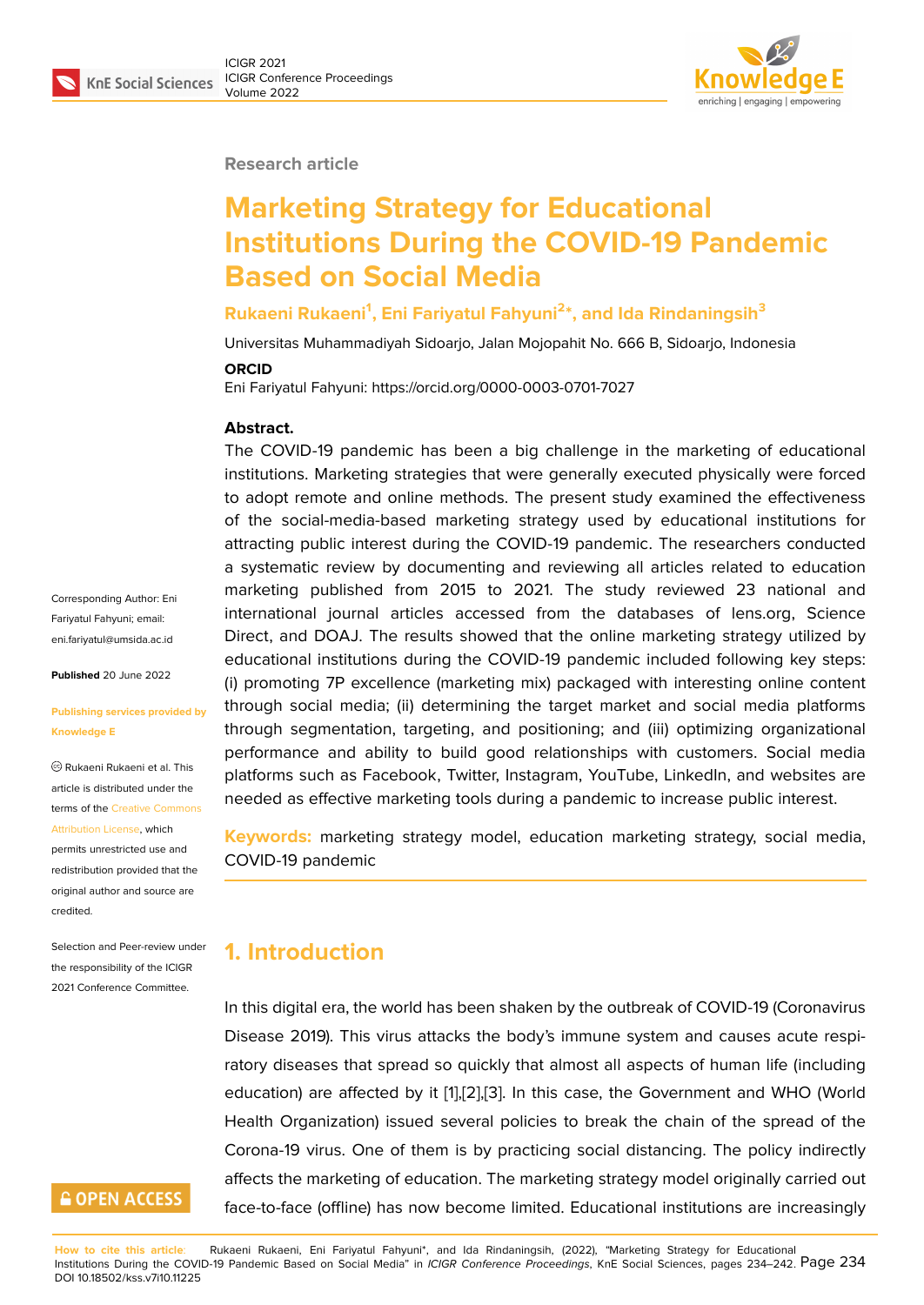Research article

# Marketing Strategy for Educational Institutions During the COVID-19 Pandemic Based on Social Media

**Rukaeni Rukaeni[1], Eni Fariyatul Fahyuni[2]\*, and Ida Rindaningsih[3]**

Universitas Muhammadiyah Sidoarjo, Jalan Mojopahit No. 666 B, Sidoarjo, Indonesia

**ORCID**

Eni Fariyatul Fahyuni: https://orcid.org/0000-0003-0701-7027

**Abstract.**

The COVID-19 pandemic has been a big challenge in the marketing of educational institutions. Marketing strategies that were generally executed physically were forced to adopt remote and online methods. The present study examined the effectiveness of the social-media-based marketing strategy used by educational institutions for attracting public interest during the COVID-19 pandemic. The researchers conducted a systematic review by documenting and reviewing all articles related to education marketing published from 2015 to 2021. The study reviewed 23 national and international journal articles accessed from the databases of lens.org, Science Direct, and DOAJ. The results showed that the online marketing strategy utilized by educational institutions during the COVID-19 pandemic included following key steps: (i) promoting 7P excellence (marketing mix) packaged with interesting online content through social media; (ii) determining the target market and social media platforms through segmentation, targeting, and positioning; and (iii) optimizing organizational performance and ability to build good relationships with customers. Social media platforms such as Facebook, Twitter, Instagram, YouTube, LinkedIn, and websites are needed as effective marketing tools during a pandemic to increase public interest.

**Keywords:** marketing strategy model, education marketing strategy, social media, COVID-19 pandemic

Corresponding Author: Eni Fariyatul Fahyuni; email: eni.fariyatul@umsida.ac.id

**Published** 20 June 2022

**Publishing services provided by Knowledge E**

© Rukaeni Rukaeni et al. This article is distributed under the terms of the Creative Commons Attribution License, which permits unrestricted use and redistribution provided that the original author and source are credited.

Selection and Peer-review under the responsibility of the ICIGR 2021 Conference Committee.

## 1. Introduction

In this digital era, the world has been shaken by the outbreak of COVID-19 (Coronavirus Disease 2019). This virus attacks the body's immune system and causes acute respiratory diseases that spread so quickly that almost all aspects of human life (including education) are affected by it [1],[2],[3]. In this case, the Government and WHO (World Health Organization) issued several policies to break the chain of the spread of the Corona-19 virus. One of them is by practicing social distancing. The policy indirectly affects the marketing of education. The marketing strategy model originally carried out face-to-face (offline) has now become limited. Educational institutions are increasingly

**How to cite this article**: Rukaeni Rukaeni, Eni Fariyatul Fahyuni\*, and Ida Rindaningsih, (2022), "Marketing Strategy for Educational Institutions During the COVID-19 Pandemic Based on Social Media" in *ICIGR Conference Proceedings*, KnE Social Sciences, pages 234–242. DOI 10.18502/kss.v7i10.11225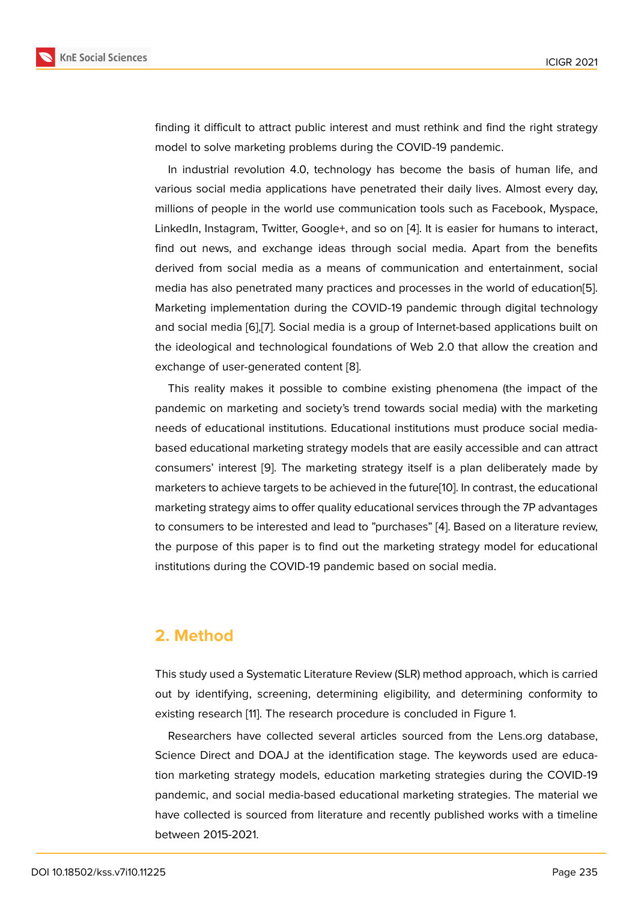finding it difficult to attract public interest and must rethink and find the right strategy model to solve marketing problems during the COVID-19 pandemic.

In industrial revolution 4.0, technology has become the basis of human life, and various social media applications have penetrated their daily lives. Almost every day, millions of people in the world use communication tools such as Facebook, Myspace, LinkedIn, Instagram, Twitter, Google+, and so on [4]. It is easier for humans to interact, find out news, and exchange ideas through social media. Apart from the benefits derived from social media as a means of communication and entertainment, social media has also penetrated many practices and processes in the world of education[5]. Marketing implementation during the COVID-19 pandemic through digital technology and social media [6],[7]. Social media is a group of Internet-based applications built on the ideological and technological foundations of Web 2.0 that allow the creation and exchange of user-generated content [8].

This reality makes it possible to combine existing phenomena (the impact of the pandemic on marketing and society's trend towards social media) with the marketing needs of educational institutions. Educational institutions must produce social media-based educational marketing strategy models that are easily accessible and can attract consumers' interest [9]. The marketing strategy itself is a plan deliberately made by marketers to achieve targets to be achieved in the future[10]. In contrast, the educational marketing strategy aims to offer quality educational services through the 7P advantages to consumers to be interested and lead to "purchases" [4]. Based on a literature review, the purpose of this paper is to find out the marketing strategy model for educational institutions during the COVID-19 pandemic based on social media.

## 2. Method

This study used a Systematic Literature Review (SLR) method approach, which is carried out by identifying, screening, determining eligibility, and determining conformity to existing research [11]. The research procedure is concluded in Figure 1.

Researchers have collected several articles sourced from the Lens.org database, Science Direct and DOAJ at the identification stage. The keywords used are education marketing strategy models, education marketing strategies during the COVID-19 pandemic, and social media-based educational marketing strategies. The material we have collected is sourced from literature and recently published works with a timeline between 2015-2021.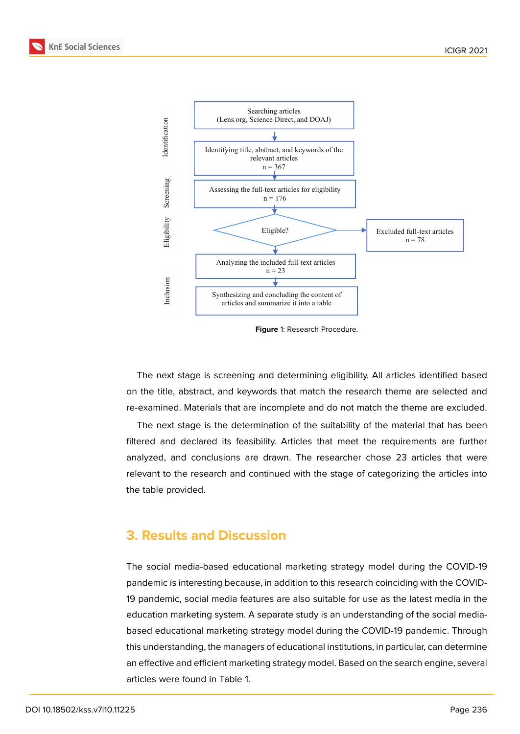Searching articles (Lens.org, Science Direct, and DOAJ)

Identifying title, abstract, and keywords of the relevant articles n = 367

Assessing the full-text articles for eligibility n = 176

Eligible?

Excluded full-text articles n = 78

Analyzing the included full-text articles n = 23

Synthesizing and concluding the content of articles and summarize it into a table

Identification / Screening / Eligibility / Inclusion

**Figure** 1: Research Procedure.

The next stage is screening and determining eligibility. All articles identified based on the title, abstract, and keywords that match the research theme are selected and re-examined. Materials that are incomplete and do not match the theme are excluded.

The next stage is the determination of the suitability of the material that has been filtered and declared its feasibility. Articles that meet the requirements are further analyzed, and conclusions are drawn. The researcher chose 23 articles that were relevant to the research and continued with the stage of categorizing the articles into the table provided.

## 3. Results and Discussion

The social media-based educational marketing strategy model during the COVID-19 pandemic is interesting because, in addition to this research coinciding with the COVID-19 pandemic, social media features are also suitable for use as the latest media in the education marketing system. A separate study is an understanding of the social media-based educational marketing strategy model during the COVID-19 pandemic. Through this understanding, the managers of educational institutions, in particular, can determine an effective and efficient marketing strategy model. Based on the search engine, several articles were found in Table 1.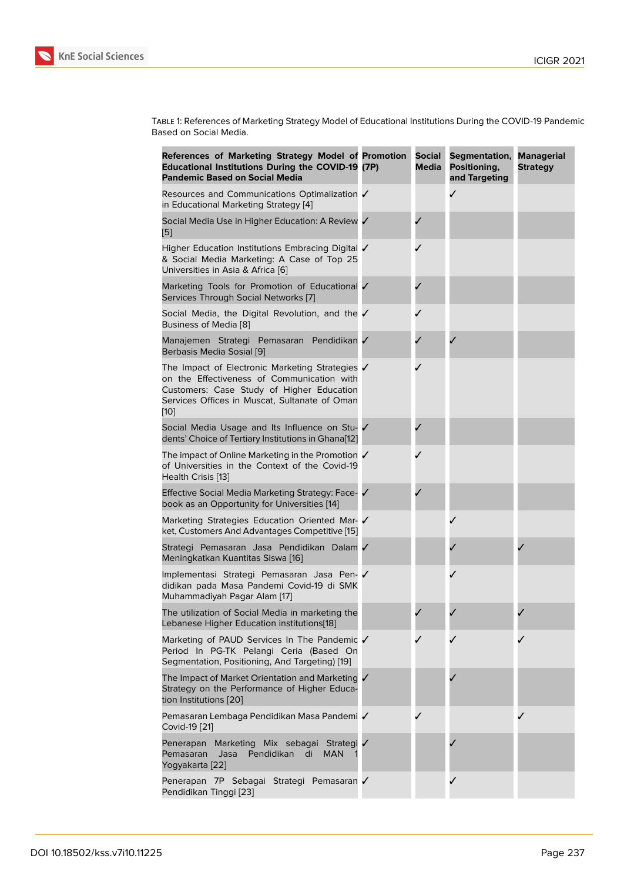Table 1: References of Marketing Strategy Model of Educational Institutions During the COVID-19 Pandemic Based on Social Media.

| References of Marketing Strategy Model of Educational Institutions During the COVID-19 Pandemic Based on Social Media | Promotion (7P) | Social Media | Segmentation, Positioning, and Targeting | Managerial Strategy |
|---|---|---|---|---|
| Resources and Communications Optimalization in Educational Marketing Strategy [4] | ✓ | | ✓ | |
| Social Media Use in Higher Education: A Review [5] | ✓ | ✓ | | |
| Higher Education Institutions Embracing Digital & Social Media Marketing: A Case of Top 25 Universities in Asia & Africa [6] | ✓ | ✓ | | |
| Marketing Tools for Promotion of Educational Services Through Social Networks [7] | ✓ | ✓ | | |
| Social Media, the Digital Revolution, and the Business of Media [8] | ✓ | ✓ | | |
| Manajemen Strategi Pemasaran Pendidikan Berbasis Media Sosial [9] | ✓ | ✓ | ✓ | |
| The Impact of Electronic Marketing Strategies on the Effectiveness of Communication with Customers: Case Study of Higher Education Services Offices in Muscat, Sultanate of Oman [10] | ✓ | ✓ | | |
| Social Media Usage and Its Influence on Students' Choice of Tertiary Institutions in Ghana[12] | ✓ | ✓ | | |
| The impact of Online Marketing in the Promotion of Universities in the Context of the Covid-19 Health Crisis [13] | ✓ | ✓ | | |
| Effective Social Media Marketing Strategy: Facebook as an Opportunity for Universities [14] | ✓ | ✓ | | |
| Marketing Strategies Education Oriented Market, Customers And Advantages Competitive [15] | ✓ | | ✓ | |
| Strategi Pemasaran Jasa Pendidikan Dalam Meningkatkan Kuantitas Siswa [16] | ✓ | | ✓ | ✓ |
| Implementasi Strategi Pemasaran Jasa Pendidikan pada Masa Pandemi Covid-19 di SMK Muhammadiyah Pagar Alam [17] | ✓ | | ✓ | |
| The utilization of Social Media in marketing the Lebanese Higher Education institutions[18] | | ✓ | ✓ | ✓ |
| Marketing of PAUD Services In The Pandemic Period In PG-TK Pelangi Ceria (Based On Segmentation, Positioning, And Targeting) [19] | ✓ | ✓ | ✓ | ✓ |
| The Impact of Market Orientation and Marketing Strategy on the Performance of Higher Education Institutions [20] | ✓ | | ✓ | |
| Pemasaran Lembaga Pendidikan Masa Pandemi Covid-19 [21] | ✓ | ✓ | | ✓ |
| Penerapan Marketing Mix sebagai Strategi Pemasaran Jasa Pendidikan di MAN 1 Yogyakarta [22] | ✓ | | ✓ | |
| Penerapan 7P Sebagai Strategi Pemasaran Pendidikan Tinggi [23] | ✓ | | ✓ | |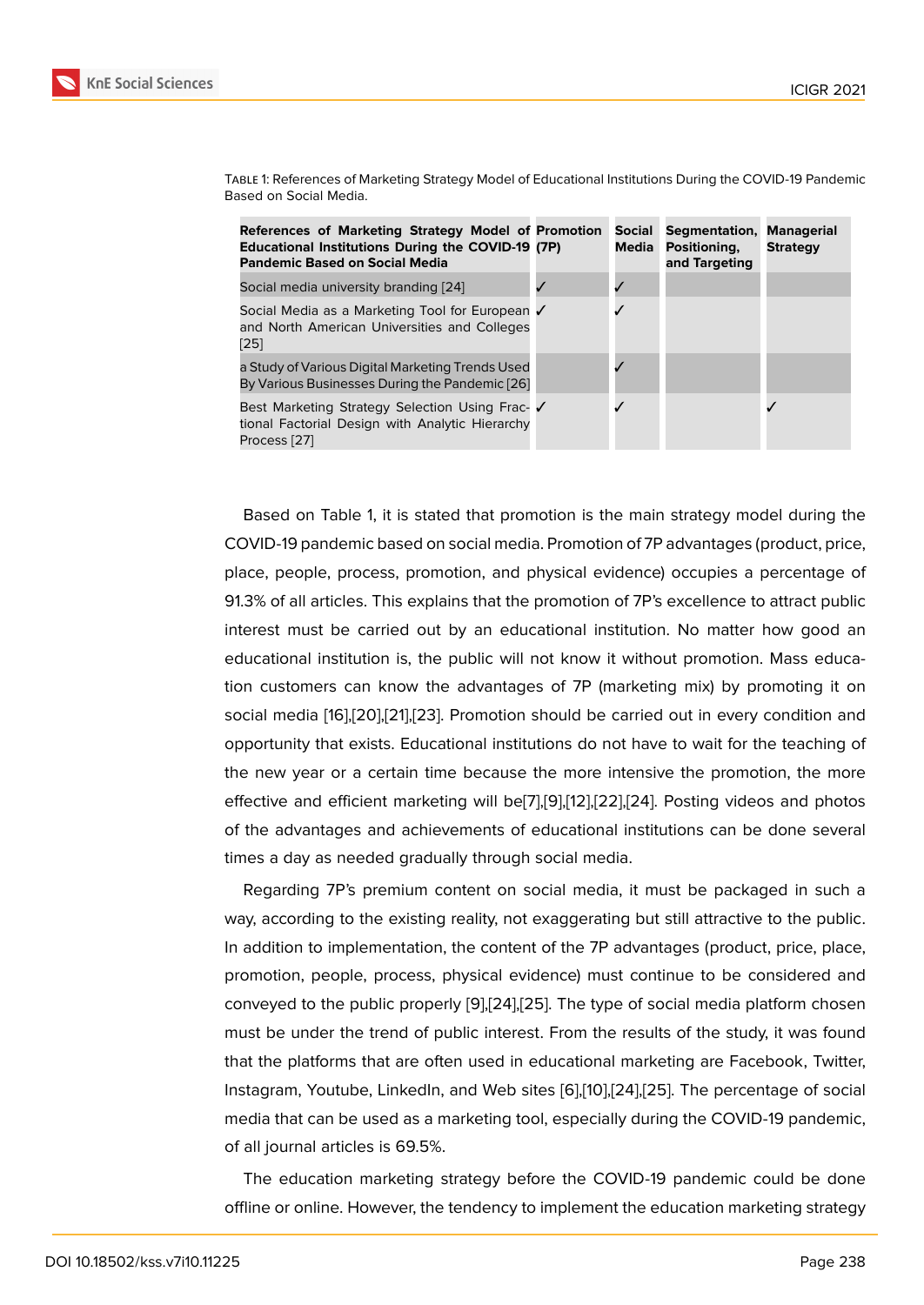Table 1: References of Marketing Strategy Model of Educational Institutions During the COVID-19 Pandemic Based on Social Media.

| References of Marketing Strategy Model of Educational Institutions During the COVID-19 Pandemic Based on Social Media | Promotion (7P) | Social Media | Segmentation, Positioning, and Targeting | Managerial Strategy |
|---|---|---|---|---|
| Social media university branding [24] | ✓ | ✓ | | |
| Social Media as a Marketing Tool for European and North American Universities and Colleges [25] | ✓ | ✓ | | |
| a Study of Various Digital Marketing Trends Used By Various Businesses During the Pandemic [26] | | ✓ | | |
| Best Marketing Strategy Selection Using Fractional Factorial Design with Analytic Hierarchy Process [27] | ✓ | ✓ | | ✓ |

Based on Table 1, it is stated that promotion is the main strategy model during the COVID-19 pandemic based on social media. Promotion of 7P advantages (product, price, place, people, process, promotion, and physical evidence) occupies a percentage of 91.3% of all articles. This explains that the promotion of 7P's excellence to attract public interest must be carried out by an educational institution. No matter how good an educational institution is, the public will not know it without promotion. Mass education customers can know the advantages of 7P (marketing mix) by promoting it on social media [16],[20],[21],[23]. Promotion should be carried out in every condition and opportunity that exists. Educational institutions do not have to wait for the teaching of the new year or a certain time because the more intensive the promotion, the more effective and efficient marketing will be[7],[9],[12],[22],[24]. Posting videos and photos of the advantages and achievements of educational institutions can be done several times a day as needed gradually through social media.

Regarding 7P's premium content on social media, it must be packaged in such a way, according to the existing reality, not exaggerating but still attractive to the public. In addition to implementation, the content of the 7P advantages (product, price, place, promotion, people, process, physical evidence) must continue to be considered and conveyed to the public properly [9],[24],[25]. The type of social media platform chosen must be under the trend of public interest. From the results of the study, it was found that the platforms that are often used in educational marketing are Facebook, Twitter, Instagram, Youtube, LinkedIn, and Web sites [6],[10],[24],[25]. The percentage of social media that can be used as a marketing tool, especially during the COVID-19 pandemic, of all journal articles is 69.5%.

The education marketing strategy before the COVID-19 pandemic could be done offline or online. However, the tendency to implement the education marketing strategy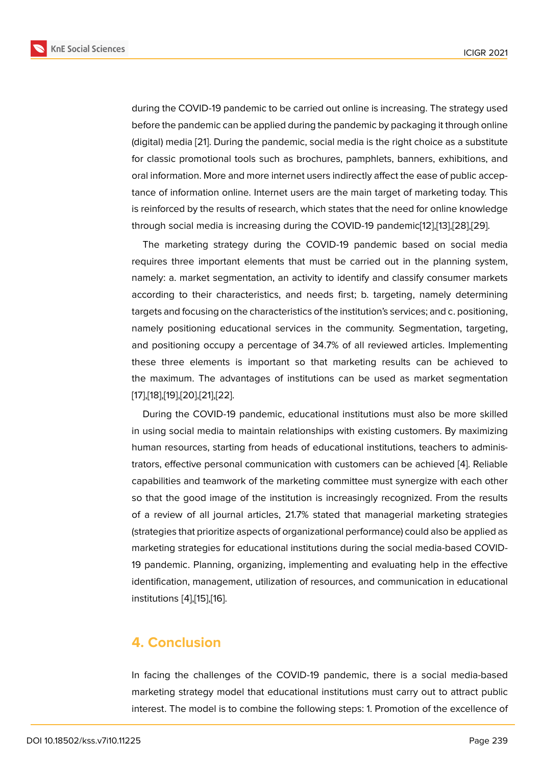during the COVID-19 pandemic to be carried out online is increasing. The strategy used before the pandemic can be applied during the pandemic by packaging it through online (digital) media [21]. During the pandemic, social media is the right choice as a substitute for classic promotional tools such as brochures, pamphlets, banners, exhibitions, and oral information. More and more internet users indirectly affect the ease of public acceptance of information online. Internet users are the main target of marketing today. This is reinforced by the results of research, which states that the need for online knowledge through social media is increasing during the COVID-19 pandemic[12],[13],[28],[29].

The marketing strategy during the COVID-19 pandemic based on social media requires three important elements that must be carried out in the planning system, namely: a. market segmentation, an activity to identify and classify consumer markets according to their characteristics, and needs first; b. targeting, namely determining targets and focusing on the characteristics of the institution's services; and c. positioning, namely positioning educational services in the community. Segmentation, targeting, and positioning occupy a percentage of 34.7% of all reviewed articles. Implementing these three elements is important so that marketing results can be achieved to the maximum. The advantages of institutions can be used as market segmentation [17],[18],[19],[20],[21],[22].

During the COVID-19 pandemic, educational institutions must also be more skilled in using social media to maintain relationships with existing customers. By maximizing human resources, starting from heads of educational institutions, teachers to administrators, effective personal communication with customers can be achieved [4]. Reliable capabilities and teamwork of the marketing committee must synergize with each other so that the good image of the institution is increasingly recognized. From the results of a review of all journal articles, 21.7% stated that managerial marketing strategies (strategies that prioritize aspects of organizational performance) could also be applied as marketing strategies for educational institutions during the social media-based COVID-19 pandemic. Planning, organizing, implementing and evaluating help in the effective identification, management, utilization of resources, and communication in educational institutions [4],[15],[16].

## 4. Conclusion

In facing the challenges of the COVID-19 pandemic, there is a social media-based marketing strategy model that educational institutions must carry out to attract public interest. The model is to combine the following steps: 1. Promotion of the excellence of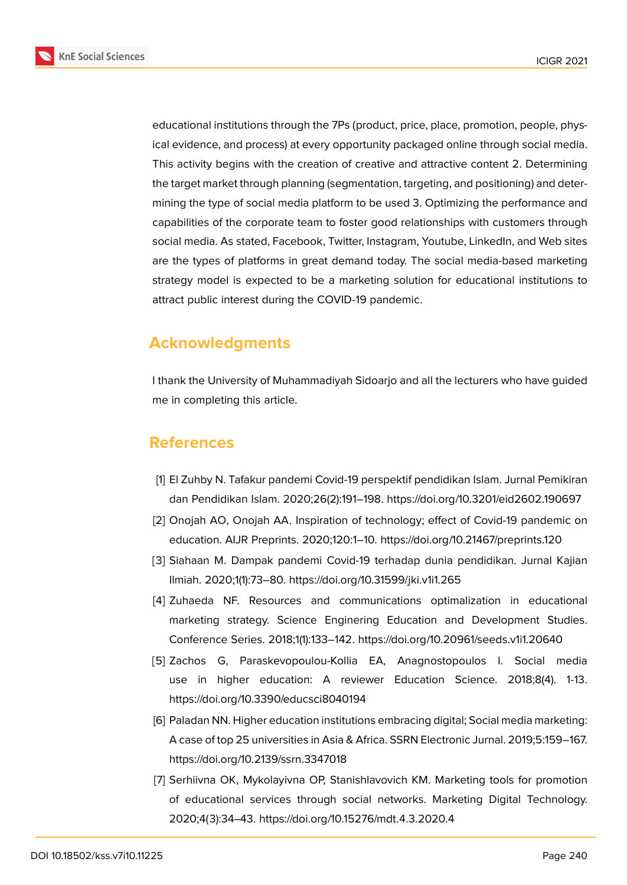educational institutions through the 7Ps (product, price, place, promotion, people, physical evidence, and process) at every opportunity packaged online through social media. This activity begins with the creation of creative and attractive content 2. Determining the target market through planning (segmentation, targeting, and positioning) and determining the type of social media platform to be used 3. Optimizing the performance and capabilities of the corporate team to foster good relationships with customers through social media. As stated, Facebook, Twitter, Instagram, Youtube, LinkedIn, and Web sites are the types of platforms in great demand today. The social media-based marketing strategy model is expected to be a marketing solution for educational institutions to attract public interest during the COVID-19 pandemic.

## Acknowledgments

I thank the University of Muhammadiyah Sidoarjo and all the lecturers who have guided me in completing this article.

## References

[1] El Zuhby N. Tafakur pandemi Covid-19 perspektif pendidikan Islam. Jurnal Pemikiran dan Pendidikan Islam. 2020;26(2):191–198. https://doi.org/10.3201/eid2602.190697

[2] Onojah AO, Onojah AA. Inspiration of technology; effect of Covid-19 pandemic on education. AIJR Preprints. 2020;120:1–10. https://doi.org/10.21467/preprints.120

[3] Siahaan M. Dampak pandemi Covid-19 terhadap dunia pendidikan. Jurnal Kajian Ilmiah. 2020;1(1):73–80. https://doi.org/10.31599/jki.v1i1.265

[4] Zuhaeda NF. Resources and communications optimalization in educational marketing strategy. Science Enginering Education and Development Studies. Conference Series. 2018;1(1):133–142. https://doi.org/10.20961/seeds.v1i1.20640

[5] Zachos G, Paraskevopoulou-Kollia EA, Anagnostopoulos I. Social media use in higher education: A reviewer Education Science. 2018;8(4). 1-13. https://doi.org/10.3390/educsci8040194

[6] Paladan NN. Higher education institutions embracing digital; Social media marketing: A case of top 25 universities in Asia & Africa. SSRN Electronic Jurnal. 2019;5:159–167. https://doi.org/10.2139/ssrn.3347018

[7] Serhiivna OK, Mykolayivna OP, Stanishlavovich KM. Marketing tools for promotion of educational services through social networks. Marketing Digital Technology. 2020;4(3):34–43. https://doi.org/10.15276/mdt.4.3.2020.4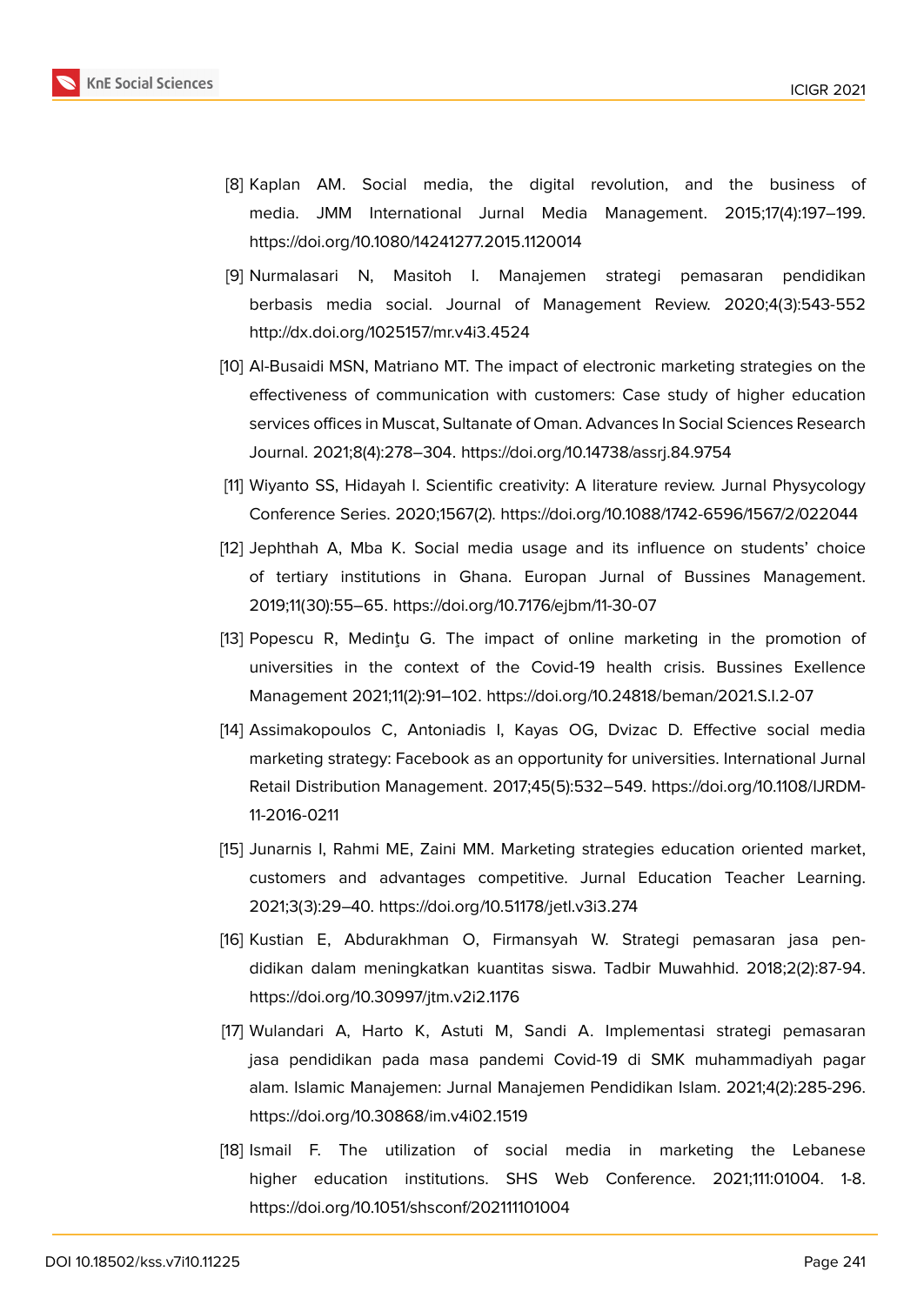[8] Kaplan AM. Social media, the digital revolution, and the business of media. JMM International Jurnal Media Management. 2015;17(4):197–199. https://doi.org/10.1080/14241277.2015.1120014

[9] Nurmalasari N, Masitoh I. Manajemen strategi pemasaran pendidikan berbasis media social. Journal of Management Review. 2020;4(3):543-552 http://dx.doi.org/1025157/mr.v4i3.4524

[10] Al-Busaidi MSN, Matriano MT. The impact of electronic marketing strategies on the effectiveness of communication with customers: Case study of higher education services offices in Muscat, Sultanate of Oman. Advances In Social Sciences Research Journal. 2021;8(4):278–304. https://doi.org/10.14738/assrj.84.9754

[11] Wiyanto SS, Hidayah I. Scientific creativity: A literature review. Jurnal Physycology Conference Series. 2020;1567(2). https://doi.org/10.1088/1742-6596/1567/2/022044

[12] Jephthah A, Mba K. Social media usage and its influence on students' choice of tertiary institutions in Ghana. Europan Jurnal of Bussines Management. 2019;11(30):55–65. https://doi.org/10.7176/ejbm/11-30-07

[13] Popescu R, Medinţu G. The impact of online marketing in the promotion of universities in the context of the Covid-19 health crisis. Bussines Exellence Management 2021;11(2):91–102. https://doi.org/10.24818/beman/2021.S.I.2-07

[14] Assimakopoulos C, Antoniadis I, Kayas OG, Dvizac D. Effective social media marketing strategy: Facebook as an opportunity for universities. International Jurnal Retail Distribution Management. 2017;45(5):532–549. https://doi.org/10.1108/IJRDM-11-2016-0211

[15] Junarnis I, Rahmi ME, Zaini MM. Marketing strategies education oriented market, customers and advantages competitive. Jurnal Education Teacher Learning. 2021;3(3):29–40. https://doi.org/10.51178/jetl.v3i3.274

[16] Kustian E, Abdurakhman O, Firmansyah W. Strategi pemasaran jasa pendidikan dalam meningkatkan kuantitas siswa. Tadbir Muwahhid. 2018;2(2):87-94. https://doi.org/10.30997/jtm.v2i2.1176

[17] Wulandari A, Harto K, Astuti M, Sandi A. Implementasi strategi pemasaran jasa pendidikan pada masa pandemi Covid-19 di SMK muhammadiyah pagar alam. Islamic Manajemen: Jurnal Manajemen Pendidikan Islam. 2021;4(2):285-296. https://doi.org/10.30868/im.v4i02.1519

[18] Ismail F. The utilization of social media in marketing the Lebanese higher education institutions. SHS Web Conference. 2021;111:01004. 1-8. https://doi.org/10.1051/shsconf/202111101004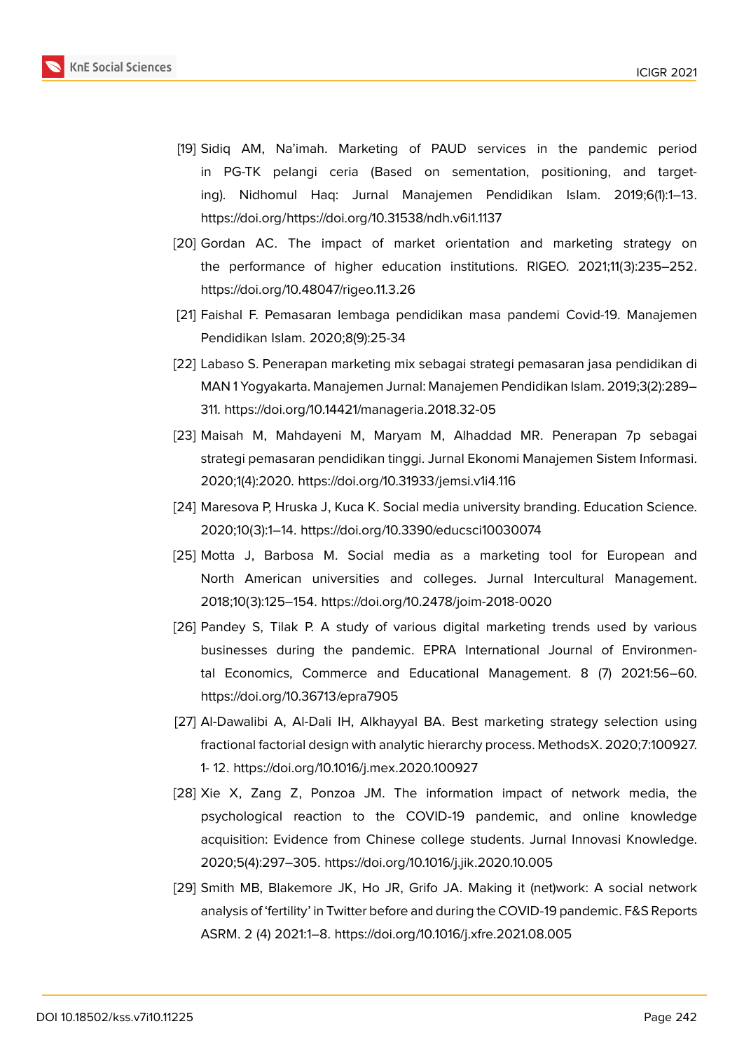[19] Sidiq AM, Na'imah. Marketing of PAUD services in the pandemic period in PG-TK pelangi ceria (Based on sementation, positioning, and targeting). Nidhomul Haq: Jurnal Manajemen Pendidikan Islam. 2019;6(1):1–13. https://doi.org/https://doi.org/10.31538/ndh.v6i1.1137

[20] Gordan AC. The impact of market orientation and marketing strategy on the performance of higher education institutions. RIGEO. 2021;11(3):235–252. https://doi.org/10.48047/rigeo.11.3.26

[21] Faishal F. Pemasaran lembaga pendidikan masa pandemi Covid-19. Manajemen Pendidikan Islam. 2020;8(9):25-34

[22] Labaso S. Penerapan marketing mix sebagai strategi pemasaran jasa pendidikan di MAN 1 Yogyakarta. Manajemen Jurnal: Manajemen Pendidikan Islam. 2019;3(2):289–311. https://doi.org/10.14421/manageria.2018.32-05

[23] Maisah M, Mahdayeni M, Maryam M, Alhaddad MR. Penerapan 7p sebagai strategi pemasaran pendidikan tinggi. Jurnal Ekonomi Manajemen Sistem Informasi. 2020;1(4):2020. https://doi.org/10.31933/jemsi.v1i4.116

[24] Maresova P, Hruska J, Kuca K. Social media university branding. Education Science. 2020;10(3):1–14. https://doi.org/10.3390/educsci10030074

[25] Motta J, Barbosa M. Social media as a marketing tool for European and North American universities and colleges. Jurnal Intercultural Management. 2018;10(3):125–154. https://doi.org/10.2478/joim-2018-0020

[26] Pandey S, Tilak P. A study of various digital marketing trends used by various businesses during the pandemic. EPRA International Journal of Environmental Economics, Commerce and Educational Management. 8 (7) 2021:56–60. https://doi.org/10.36713/epra7905

[27] Al-Dawalibi A, Al-Dali IH, Alkhayyal BA. Best marketing strategy selection using fractional factorial design with analytic hierarchy process. MethodsX. 2020;7:100927. 1- 12. https://doi.org/10.1016/j.mex.2020.100927

[28] Xie X, Zang Z, Ponzoa JM. The information impact of network media, the psychological reaction to the COVID-19 pandemic, and online knowledge acquisition: Evidence from Chinese college students. Jurnal Innovasi Knowledge. 2020;5(4):297–305. https://doi.org/10.1016/j.jik.2020.10.005

[29] Smith MB, Blakemore JK, Ho JR, Grifo JA. Making it (net)work: A social network analysis of 'fertility' in Twitter before and during the COVID-19 pandemic. F&S Reports ASRM. 2 (4) 2021:1–8. https://doi.org/10.1016/j.xfre.2021.08.005